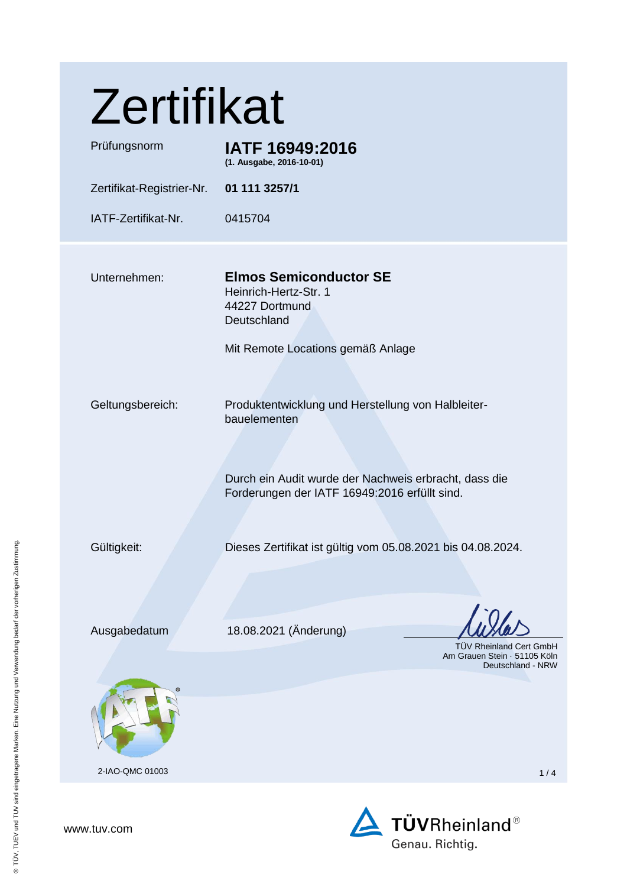# Zertifikat

| | |
|---|---|
| Prüfungsnorm | **IATF 16949:2016** **(1. Ausgabe, 2016-10-01)** |
| Zertifikat-Registrier-Nr. | **01 111 3257/1** |
| IATF-Zertifikat-Nr. | 0415704 |

Unternehmen: **Elmos Semiconductor SE**
Heinrich-Hertz-Str. 1
44227 Dortmund
Deutschland

Mit Remote Locations gemäß Anlage

Geltungsbereich: Produktentwicklung und Herstellung von Halbleiter-bauelementen

Durch ein Audit wurde der Nachweis erbracht, dass die Forderungen der IATF 16949:2016 erfüllt sind.

Gültigkeit: Dieses Zertifikat ist gültig vom 05.08.2021 bis 04.08.2024.

Ausgabedatum 18.08.2021 (Änderung)

TÜV Rheinland Cert GmbH
Am Grauen Stein · 51105 Köln
Deutschland - NRW

2-IAO-QMC 01003

www.tuv.com

TÜVRheinland®
Genau. Richtig.

® TÜV, TUEV und TUV sind eingetragene Marken. Eine Nutzung und Verwendung bedarf der vorherigen Zustimmung.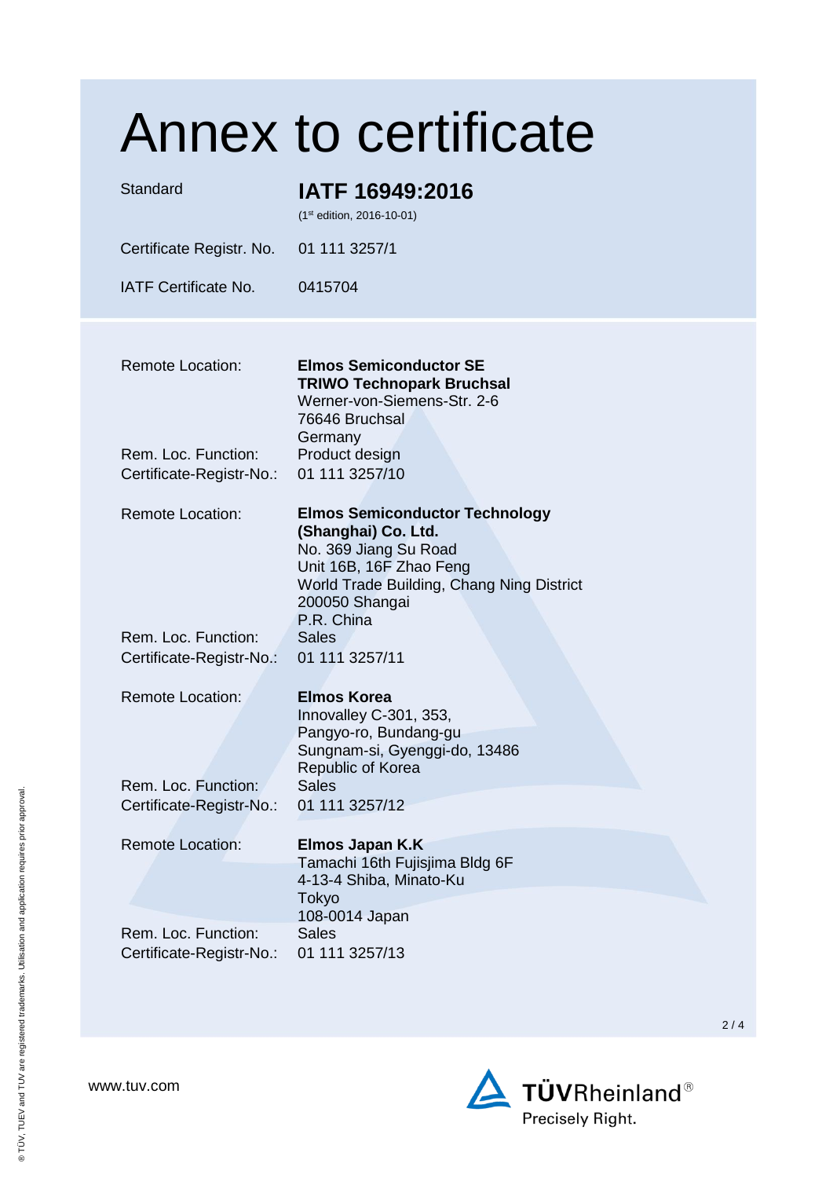# Annex to certificate

| | |
|---|---|
| Standard | **IATF 16949:2016** (1st edition, 2016-10-01) |
| Certificate Registr. No. | 01 111 3257/1 |
| IATF Certificate No. | 0415704 |

| | |
|---|---|
| Remote Location: | **Elmos Semiconductor SE**<br>**TRIWO Technopark Bruchsal**<br>Werner-von-Siemens-Str. 2-6<br>76646 Bruchsal<br>Germany |
| Rem. Loc. Function: | Product design |
| Certificate-Registr-No.: | 01 111 3257/10 |
| Remote Location: | **Elmos Semiconductor Technology (Shanghai) Co. Ltd.**<br>No. 369 Jiang Su Road<br>Unit 16B, 16F Zhao Feng<br>World Trade Building, Chang Ning District<br>200050 Shangai<br>P.R. China |
| Rem. Loc. Function: | Sales |
| Certificate-Registr-No.: | 01 111 3257/11 |
| Remote Location: | **Elmos Korea**<br>Innovalley C-301, 353,<br>Pangyo-ro, Bundang-gu<br>Sungnam-si, Gyenggi-do, 13486<br>Republic of Korea |
| Rem. Loc. Function: | Sales |
| Certificate-Registr-No.: | 01 111 3257/12 |
| Remote Location: | **Elmos Japan K.K**<br>Tamachi 16th Fujisjima Bldg 6F<br>4-13-4 Shiba, Minato-Ku<br>Tokyo<br>108-0014 Japan |
| Rem. Loc. Function: | Sales |
| Certificate-Registr-No.: | 01 111 3257/13 |

www.tuv.com

TÜVRheinland® Precisely Right.

® TÜV, TUEV and TUV are registered trademarks. Utilisation and application requires prior approval.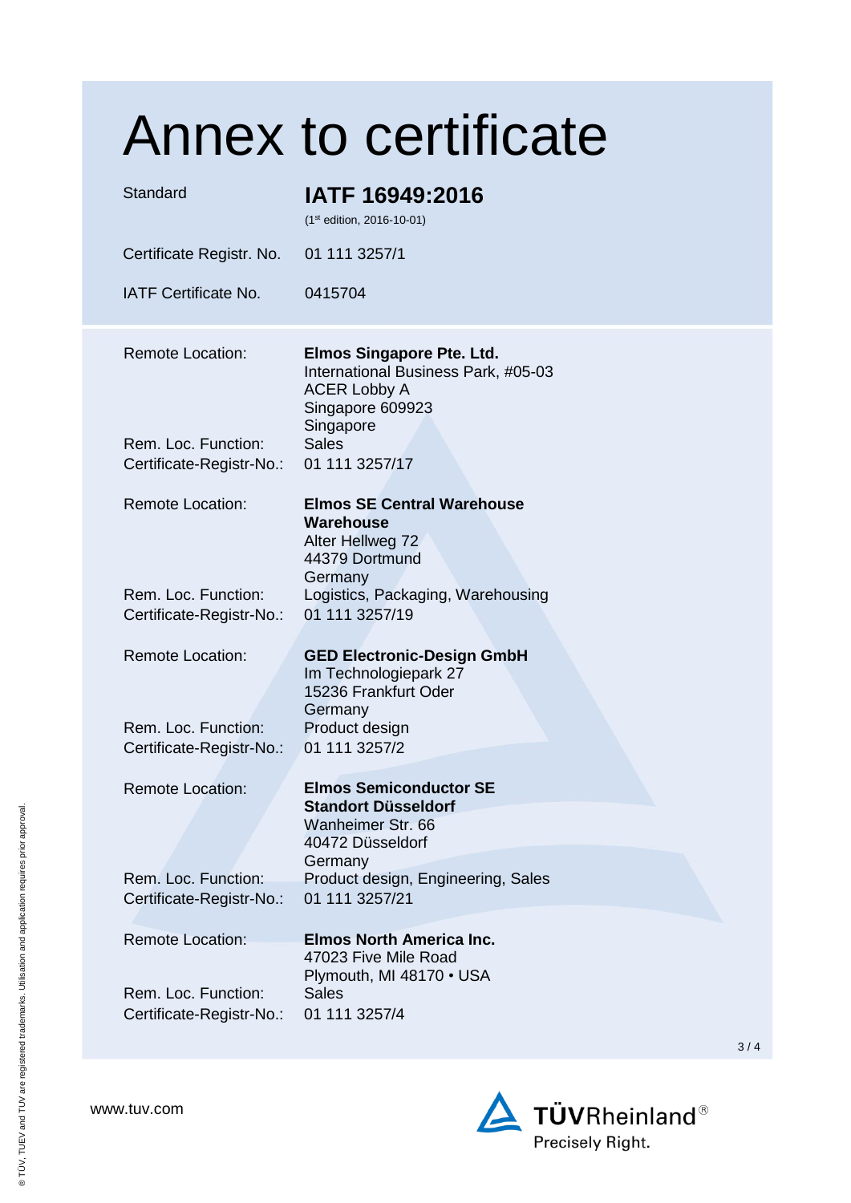# Annex to certificate

| | |
|---|---|
| Standard | **IATF 16949:2016** (1st edition, 2016-10-01) |
| Certificate Registr. No. | 01 111 3257/1 |
| IATF Certificate No. | 0415704 |

| | |
|---|---|
| Remote Location: | **Elmos Singapore Pte. Ltd.**<br>International Business Park, #05-03<br>ACER Lobby A<br>Singapore 609923<br>Singapore |
| Rem. Loc. Function: | Sales |
| Certificate-Registr-No.: | 01 111 3257/17 |
| Remote Location: | **Elmos SE Central Warehouse**<br>**Warehouse**<br>Alter Hellweg 72<br>44379 Dortmund<br>Germany |
| Rem. Loc. Function: | Logistics, Packaging, Warehousing |
| Certificate-Registr-No.: | 01 111 3257/19 |
| Remote Location: | **GED Electronic-Design GmbH**<br>Im Technologiepark 27<br>15236 Frankfurt Oder<br>Germany |
| Rem. Loc. Function: | Product design |
| Certificate-Registr-No.: | 01 111 3257/2 |
| Remote Location: | **Elmos Semiconductor SE**<br>**Standort Düsseldorf**<br>Wanheimer Str. 66<br>40472 Düsseldorf<br>Germany |
| Rem. Loc. Function: | Product design, Engineering, Sales |
| Certificate-Registr-No.: | 01 111 3257/21 |
| Remote Location: | **Elmos North America Inc.**<br>47023 Five Mile Road<br>Plymouth, MI 48170 • USA |
| Rem. Loc. Function: | Sales |
| Certificate-Registr-No.: | 01 111 3257/4 |

www.tuv.com

TÜVRheinland® Precisely Right.

® TÜV, TUEV and TUV are registered trademarks. Utilisation and application requires prior approval.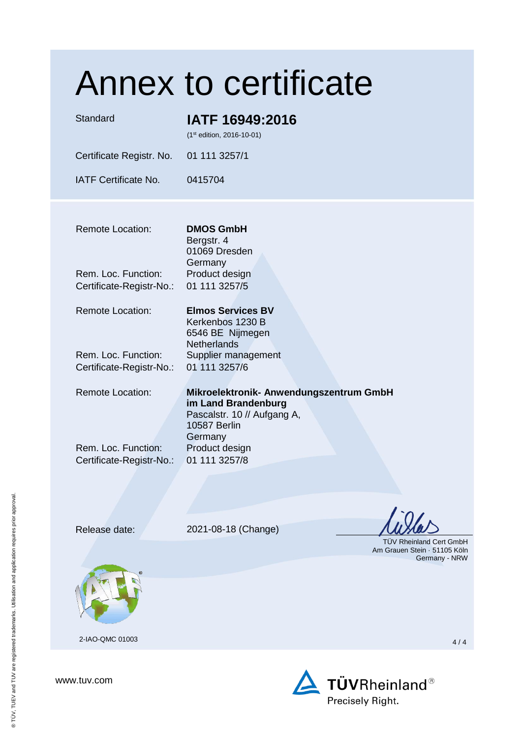# Annex to certificate

| | |
|---|---|
| Standard | **IATF 16949:2016** (1st edition, 2016-10-01) |
| Certificate Registr. No. | 01 111 3257/1 |
| IATF Certificate No. | 0415704 |

| | |
|---|---|
| Remote Location: | **DMOS GmbH**<br>Bergstr. 4<br>01069 Dresden<br>Germany |
| Rem. Loc. Function: | Product design |
| Certificate-Registr-No.: | 01 111 3257/5 |
| Remote Location: | **Elmos Services BV**<br>Kerkenbos 1230 B<br>6546 BE Nijmegen<br>Netherlands |
| Rem. Loc. Function: | Supplier management |
| Certificate-Registr-No.: | 01 111 3257/6 |
| Remote Location: | **Mikroelektronik- Anwendungszentrum GmbH im Land Brandenburg**<br>Pascalstr. 10 // Aufgang A,<br>10587 Berlin<br>Germany |
| Rem. Loc. Function: | Product design |
| Certificate-Registr-No.: | 01 111 3257/8 |

Release date: 2021-08-18 (Change)

TÜV Rheinland Cert GmbH
Am Grauen Stein · 51105 Köln
Germany - NRW

2-IAO-QMC 01003

www.tuv.com

TÜVRheinland®
Precisely Right.

® TÜV, TUEV and TUV are registered trademarks. Utilisation and application requires prior approval.